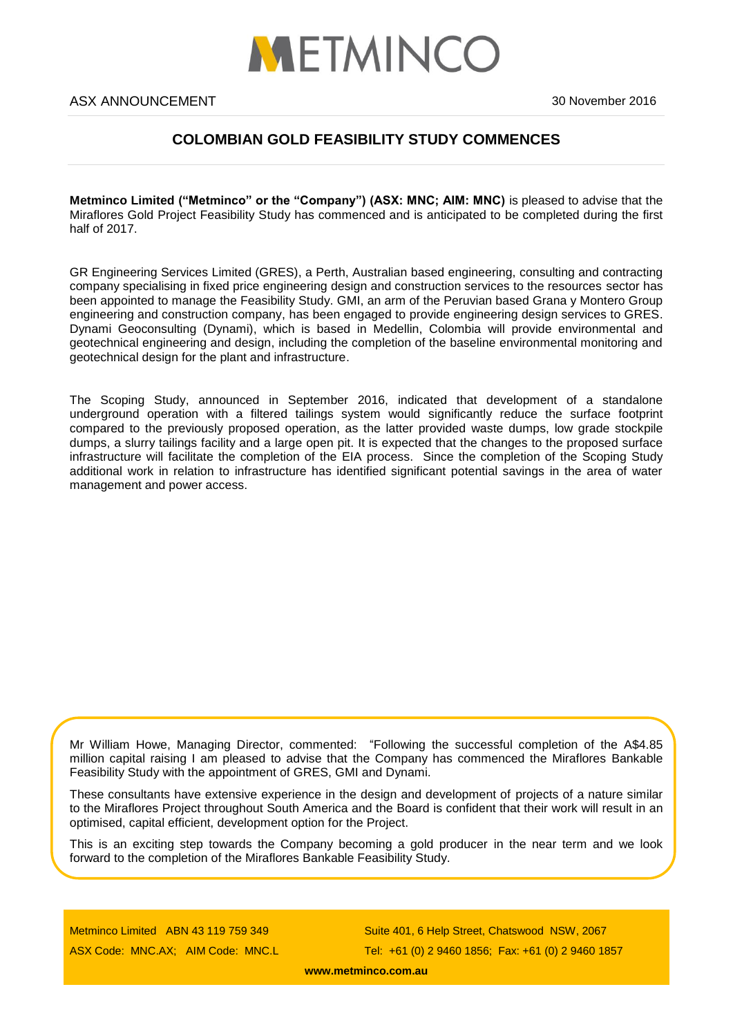# METMINCO

ASX ANNOUNCEMENT

30 November 2016

## COLOMBIAN GOLD FEASIBILITY STUDY COMMENCES

**Metminco Limited ("Metminco" or the "Company") (ASX: MNC; AIM: MNC)** is pleased to advise that the Miraflores Gold Project Feasibility Study has commenced and is anticipated to be completed during the first half of 2017.

GR Engineering Services Limited (GRES), a Perth, Australian based engineering, consulting and contracting company specialising in fixed price engineering design and construction services to the resources sector has been appointed to manage the Feasibility Study. GMI, an arm of the Peruvian based Grana y Montero Group engineering and construction company, has been engaged to provide engineering design services to GRES. Dynami Geoconsulting (Dynami), which is based in Medellin, Colombia will provide environmental and geotechnical engineering and design, including the completion of the baseline environmental monitoring and geotechnical design for the plant and infrastructure.

The Scoping Study, announced in September 2016, indicated that development of a standalone underground operation with a filtered tailings system would significantly reduce the surface footprint compared to the previously proposed operation, as the latter provided waste dumps, low grade stockpile dumps, a slurry tailings facility and a large open pit. It is expected that the changes to the proposed surface infrastructure will facilitate the completion of the EIA process. Since the completion of the Scoping Study additional work in relation to infrastructure has identified significant potential savings in the area of water management and power access.

Mr William Howe, Managing Director, commented: "Following the successful completion of the A$4.85 million capital raising I am pleased to advise that the Company has commenced the Miraflores Bankable Feasibility Study with the appointment of GRES, GMI and Dynami.

These consultants have extensive experience in the design and development of projects of a nature similar to the Miraflores Project throughout South America and the Board is confident that their work will result in an optimised, capital efficient, development option for the Project.

This is an exciting step towards the Company becoming a gold producer in the near term and we look forward to the completion of the Miraflores Bankable Feasibility Study.

Metminco Limited ABN 43 119 759 349
ASX Code: MNC.AX; AIM Code: MNC.L

Suite 401, 6 Help Street, Chatswood NSW, 2067
Tel: +61 (0) 2 9460 1856; Fax: +61 (0) 2 9460 1857

www.metminco.com.au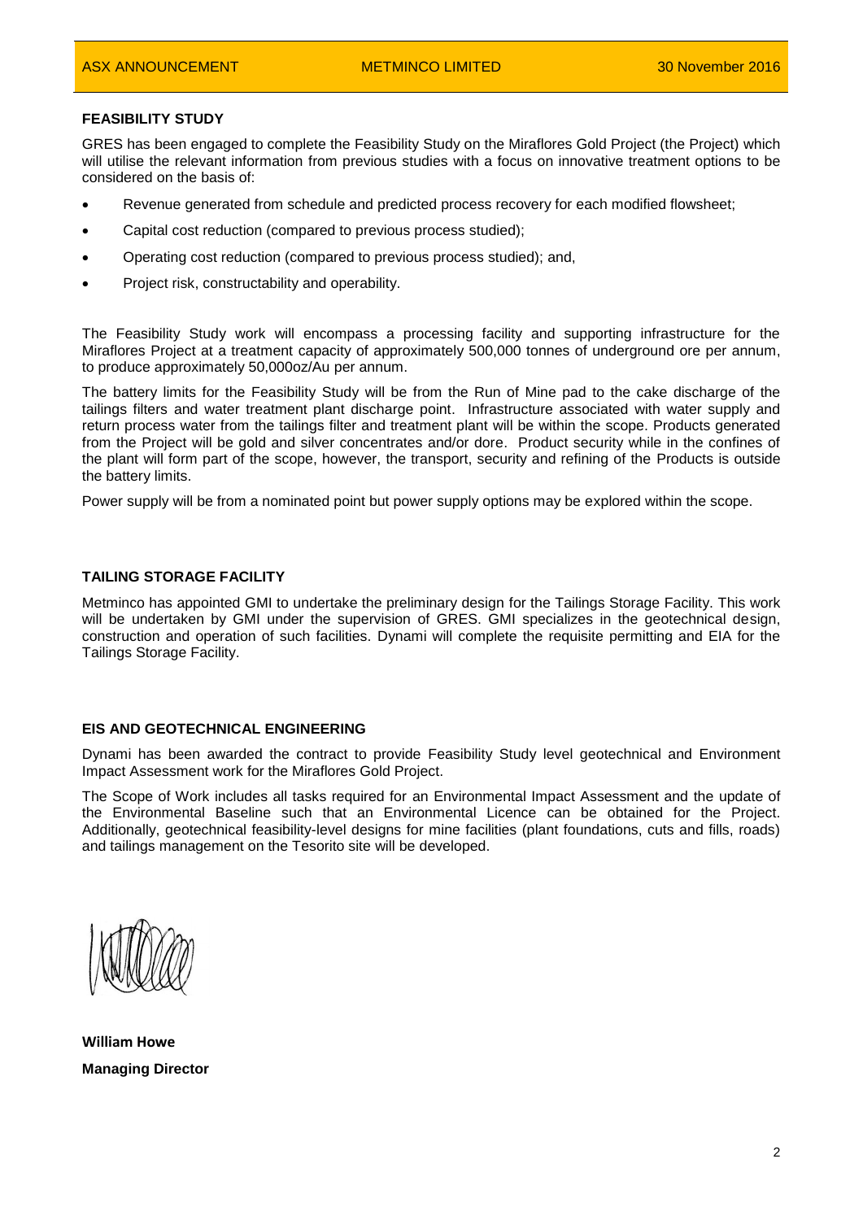## FEASIBILITY STUDY

GRES has been engaged to complete the Feasibility Study on the Miraflores Gold Project (the Project) which will utilise the relevant information from previous studies with a focus on innovative treatment options to be considered on the basis of:

- Revenue generated from schedule and predicted process recovery for each modified flowsheet;
- Capital cost reduction (compared to previous process studied);
- Operating cost reduction (compared to previous process studied); and,
- Project risk, constructability and operability.

The Feasibility Study work will encompass a processing facility and supporting infrastructure for the Miraflores Project at a treatment capacity of approximately 500,000 tonnes of underground ore per annum, to produce approximately 50,000oz/Au per annum.

The battery limits for the Feasibility Study will be from the Run of Mine pad to the cake discharge of the tailings filters and water treatment plant discharge point. Infrastructure associated with water supply and return process water from the tailings filter and treatment plant will be within the scope. Products generated from the Project will be gold and silver concentrates and/or dore. Product security while in the confines of the plant will form part of the scope, however, the transport, security and refining of the Products is outside the battery limits.

Power supply will be from a nominated point but power supply options may be explored within the scope.

## TAILING STORAGE FACILITY

Metminco has appointed GMI to undertake the preliminary design for the Tailings Storage Facility. This work will be undertaken by GMI under the supervision of GRES. GMI specializes in the geotechnical design, construction and operation of such facilities. Dynami will complete the requisite permitting and EIA for the Tailings Storage Facility.

## EIS AND GEOTECHNICAL ENGINEERING

Dynami has been awarded the contract to provide Feasibility Study level geotechnical and Environment Impact Assessment work for the Miraflores Gold Project.

The Scope of Work includes all tasks required for an Environmental Impact Assessment and the update of the Environmental Baseline such that an Environmental Licence can be obtained for the Project. Additionally, geotechnical feasibility-level designs for mine facilities (plant foundations, cuts and fills, roads) and tailings management on the Tesorito site will be developed.

**William Howe**

**Managing Director**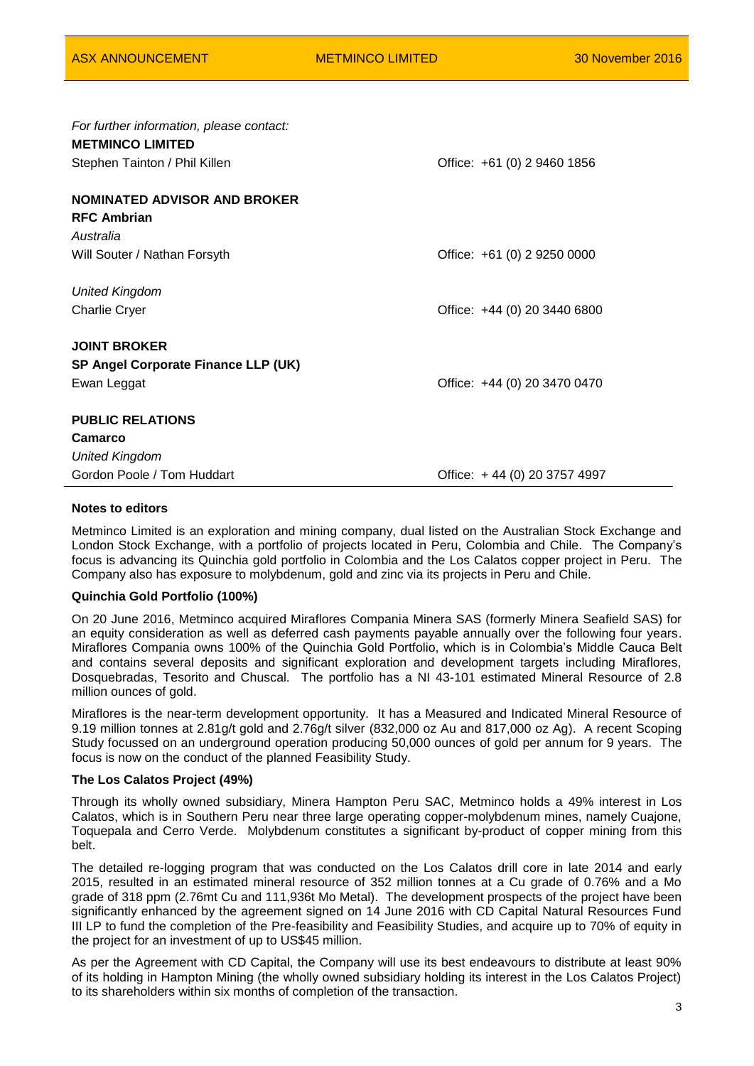*For further information, please contact:*

**METMINCO LIMITED**

| | |
|---|---|
| Stephen Tainton / Phil Killen | Office: +61 (0) 2 9460 1856 |

**NOMINATED ADVISOR AND BROKER**

**RFC Ambrian**

*Australia*

| | |
|---|---|
| Will Souter / Nathan Forsyth | Office: +61 (0) 2 9250 0000 |

*United Kingdom*

| | |
|---|---|
| Charlie Cryer | Office: +44 (0) 20 3440 6800 |

**JOINT BROKER**

**SP Angel Corporate Finance LLP (UK)**

| | |
|---|---|
| Ewan Leggat | Office: +44 (0) 20 3470 0470 |

**PUBLIC RELATIONS**

**Camarco**

*United Kingdom*

| | |
|---|---|
| Gordon Poole / Tom Huddart | Office: + 44 (0) 20 3757 4997 |

**Notes to editors**

Metminco Limited is an exploration and mining company, dual listed on the Australian Stock Exchange and London Stock Exchange, with a portfolio of projects located in Peru, Colombia and Chile. The Company's focus is advancing its Quinchia gold portfolio in Colombia and the Los Calatos copper project in Peru. The Company also has exposure to molybdenum, gold and zinc via its projects in Peru and Chile.

**Quinchia Gold Portfolio (100%)**

On 20 June 2016, Metminco acquired Miraflores Compania Minera SAS (formerly Minera Seafield SAS) for an equity consideration as well as deferred cash payments payable annually over the following four years. Miraflores Compania owns 100% of the Quinchia Gold Portfolio, which is in Colombia's Middle Cauca Belt and contains several deposits and significant exploration and development targets including Miraflores, Dosquebradas, Tesorito and Chuscal. The portfolio has a NI 43-101 estimated Mineral Resource of 2.8 million ounces of gold.

Miraflores is the near-term development opportunity. It has a Measured and Indicated Mineral Resource of 9.19 million tonnes at 2.81g/t gold and 2.76g/t silver (832,000 oz Au and 817,000 oz Ag). A recent Scoping Study focussed on an underground operation producing 50,000 ounces of gold per annum for 9 years. The focus is now on the conduct of the planned Feasibility Study.

**The Los Calatos Project (49%)**

Through its wholly owned subsidiary, Minera Hampton Peru SAC, Metminco holds a 49% interest in Los Calatos, which is in Southern Peru near three large operating copper-molybdenum mines, namely Cuajone, Toquepala and Cerro Verde. Molybdenum constitutes a significant by-product of copper mining from this belt.

The detailed re-logging program that was conducted on the Los Calatos drill core in late 2014 and early 2015, resulted in an estimated mineral resource of 352 million tonnes at a Cu grade of 0.76% and a Mo grade of 318 ppm (2.76mt Cu and 111,936t Mo Metal). The development prospects of the project have been significantly enhanced by the agreement signed on 14 June 2016 with CD Capital Natural Resources Fund III LP to fund the completion of the Pre-feasibility and Feasibility Studies, and acquire up to 70% of equity in the project for an investment of up to US$45 million.

As per the Agreement with CD Capital, the Company will use its best endeavours to distribute at least 90% of its holding in Hampton Mining (the wholly owned subsidiary holding its interest in the Los Calatos Project) to its shareholders within six months of completion of the transaction.